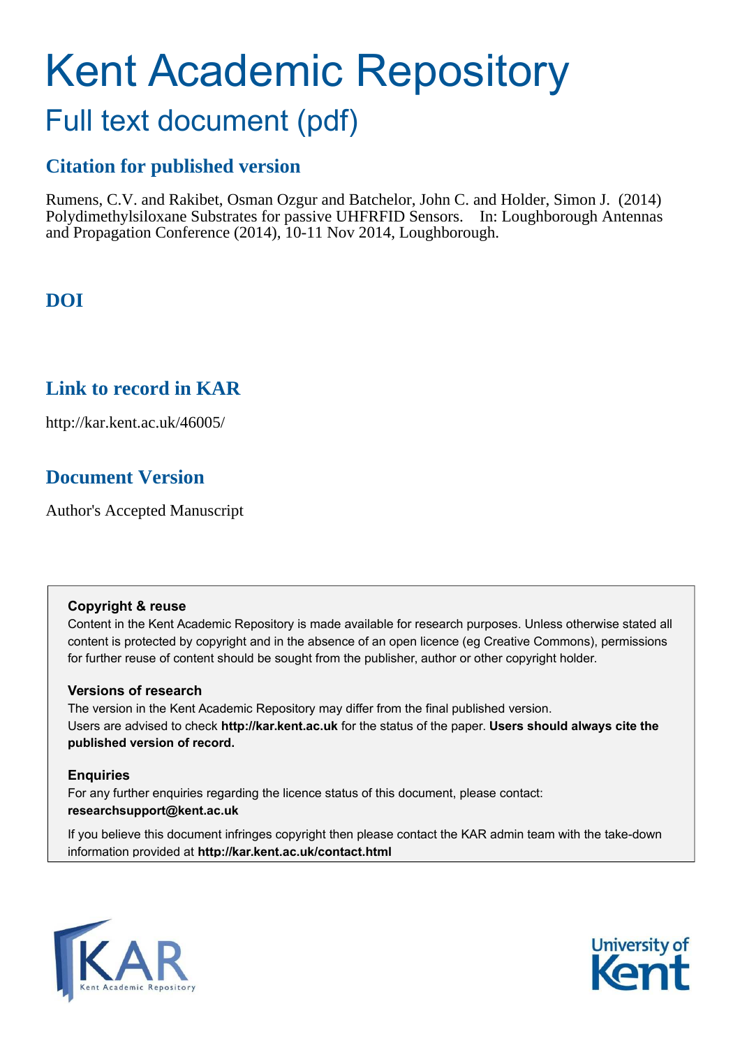# Kent Academic Repository

## Full text document (pdf)

### Citation for published version

Rumens, C.V. and Rakibet, Osman Ozgur and Batchelor, John C. and Holder, Simon J. (2014) Polydimethylsiloxane Substrates for passive UHFRFID Sensors. In: Loughborough Antennas and Propagation Conference (2014), 10-11 Nov 2014, Loughborough.

### DOI

### Link to record in KAR

http://kar.kent.ac.uk/46005/

### Document Version

Author's Accepted Manuscript

**Copyright & reuse**

Content in the Kent Academic Repository is made available for research purposes. Unless otherwise stated all content is protected by copyright and in the absence of an open licence (eg Creative Commons), permissions for further reuse of content should be sought from the publisher, author or other copyright holder.

**Versions of research**

The version in the Kent Academic Repository may differ from the final published version. Users are advised to check **http://kar.kent.ac.uk** for the status of the paper. **Users should always cite the published version of record.**

**Enquiries**

For any further enquiries regarding the licence status of this document, please contact: **researchsupport@kent.ac.uk**

If you believe this document infringes copyright then please contact the KAR admin team with the take-down information provided at **http://kar.kent.ac.uk/contact.html**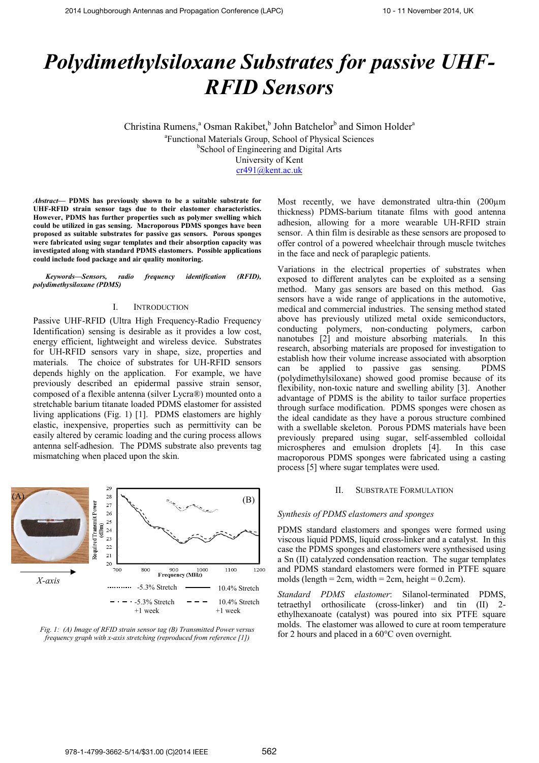# Polydimethylsiloxane Substrates for passive UHF-RFID Sensors

Christina Rumens,[a] Osman Rakibet,[b] John Batchelor[b] and Simon Holder[a]

[a]Functional Materials Group, School of Physical Sciences
[b]School of Engineering and Digital Arts
University of Kent
cr491@kent.ac.uk

***Abstract*— PDMS has previously shown to be a suitable substrate for UHF-RFID strain sensor tags due to their elastomer characteristics. However, PDMS has further properties such as polymer swelling which could be utilized in gas sensing. Macroporous PDMS sponges have been proposed as suitable substrates for passive gas sensors. Porous sponges were fabricated using sugar templates and their absorption capacity was investigated along with standard PDMS elastomers. Possible applications could include food package and air quality monitoring.**

***Keywords—Sensors, radio frequency identification (RFID), polydimethylsiloxane (PDMS)***

## I. Introduction

Passive UHF-RFID (Ultra High Frequency-Radio Frequency Identification) sensing is desirable as it provides a low cost, energy efficient, lightweight and wireless device. Substrates for UH-RFID sensors vary in shape, size, properties and materials. The choice of substrates for UH-RFID sensors depends highly on the application. For example, we have previously described an epidermal passive strain sensor, composed of a flexible antenna (silver Lycra®) mounted onto a stretchable barium titanate loaded PDMS elastomer for assisted living applications (Fig. 1) [1]. PDMS elastomers are highly elastic, inexpensive, properties such as permittivity can be easily altered by ceramic loading and the curing process allows antenna self-adhesion. The PDMS substrate also prevents tag mismatching when placed upon the skin.

*Fig. 1: (A) Image of RFID strain sensor tag (B) Transmitted Power versus frequency graph with x-axis stretching (reproduced from reference [1])*

Most recently, we have demonstrated ultra-thin (200µm thickness) PDMS-barium titanate films with good antenna adhesion, allowing for a more wearable UH-RFID strain sensor. A thin film is desirable as these sensors are proposed to offer control of a powered wheelchair through muscle twitches in the face and neck of paraplegic patients.

Variations in the electrical properties of substrates when exposed to different analytes can be exploited as a sensing method. Many gas sensors are based on this method. Gas sensors have a wide range of applications in the automotive, medical and commercial industries. The sensing method stated above has previously utilized metal oxide semiconductors, conducting polymers, non-conducting polymers, carbon nanotubes [2] and moisture absorbing materials. In this research, absorbing materials are proposed for investigation to establish how their volume increase associated with absorption can be applied to passive gas sensing. PDMS (polydimethylsiloxane) showed good promise because of its flexibility, non-toxic nature and swelling ability [3]. Another advantage of PDMS is the ability to tailor surface properties through surface modification. PDMS sponges were chosen as the ideal candidate as they have a porous structure combined with a swellable skeleton. Porous PDMS materials have been previously prepared using sugar, self-assembled colloidal microspheres and emulsion droplets [4]. In this case macroporous PDMS sponges were fabricated using a casting process [5] where sugar templates were used.

## II. Substrate Formulation

### *Synthesis of PDMS elastomers and sponges*

PDMS standard elastomers and sponges were formed using viscous liquid PDMS, liquid cross-linker and a catalyst. In this case the PDMS sponges and elastomers were synthesised using a Sn (II) catalyzed condensation reaction. The sugar templates and PDMS standard elastomers were formed in PTFE square molds (length = 2cm, width = 2cm, height = 0.2cm).

*Standard PDMS elastomer*: Silanol-terminated PDMS, tetraethyl orthosilicate (cross-linker) and tin (II) 2-ethylhexanoate (catalyst) was poured into six PTFE square molds. The elastomer was allowed to cure at room temperature for 2 hours and placed in a 60°C oven overnight.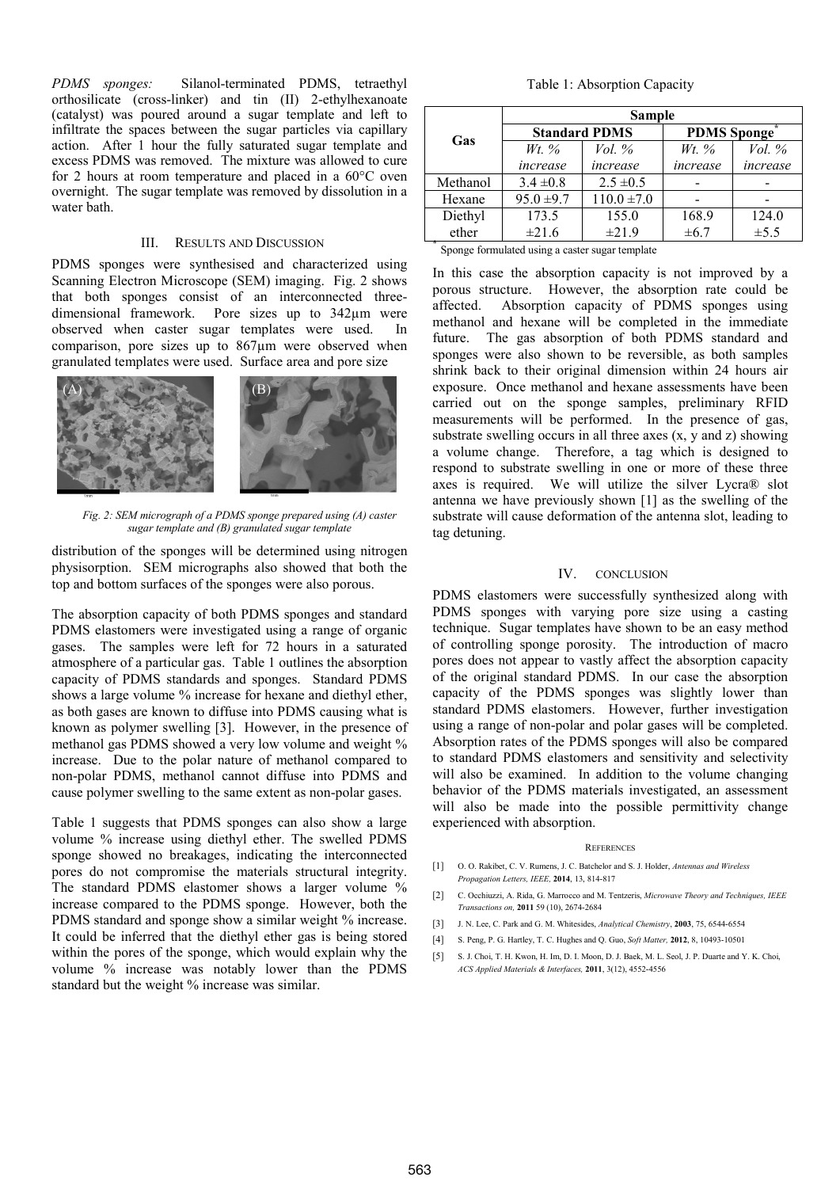*PDMS sponges:* Silanol-terminated PDMS, tetraethyl orthosilicate (cross-linker) and tin (II) 2-ethylhexanoate (catalyst) was poured around a sugar template and left to infiltrate the spaces between the sugar particles via capillary action. After 1 hour the fully saturated sugar template and excess PDMS was removed. The mixture was allowed to cure for 2 hours at room temperature and placed in a 60°C oven overnight. The sugar template was removed by dissolution in a water bath.

## III. RESULTS AND DISCUSSION

PDMS sponges were synthesised and characterized using Scanning Electron Microscope (SEM) imaging. Fig. 2 shows that both sponges consist of an interconnected three-dimensional framework. Pore sizes up to 342µm were observed when caster sugar templates were used. In comparison, pore sizes up to 867µm were observed when granulated templates were used. Surface area and pore size distribution of the sponges will be determined using nitrogen physisorption. SEM micrographs also showed that both the top and bottom surfaces of the sponges were also porous.

*Fig. 2: SEM micrograph of a PDMS sponge prepared using (A) caster sugar template and (B) granulated sugar template*

The absorption capacity of both PDMS sponges and standard PDMS elastomers were investigated using a range of organic gases. The samples were left for 72 hours in a saturated atmosphere of a particular gas. Table 1 outlines the absorption capacity of PDMS standards and sponges. Standard PDMS shows a large volume % increase for hexane and diethyl ether, as both gases are known to diffuse into PDMS causing what is known as polymer swelling [3]. However, in the presence of methanol gas PDMS showed a very low volume and weight % increase. Due to the polar nature of methanol compared to non-polar PDMS, methanol cannot diffuse into PDMS and cause polymer swelling to the same extent as non-polar gases.

Table 1 suggests that PDMS sponges can also show a large volume % increase using diethyl ether. The swelled PDMS sponge showed no breakages, indicating the interconnected pores do not compromise the materials structural integrity. The standard PDMS elastomer shows a larger volume % increase compared to the PDMS sponge. However, both the PDMS standard and sponge show a similar weight % increase. It could be inferred that the diethyl ether gas is being stored within the pores of the sponge, which would explain why the volume % increase was notably lower than the PDMS standard but the weight % increase was similar.

Table 1: Absorption Capacity

| Gas | Sample | | | |
|---|---|---|---|---|
| | Standard PDMS | | PDMS Sponge* | |
| | *Wt. % increase* | *Vol. % increase* | *Wt. % increase* | *Vol. % increase* |
| Methanol | 3.4 ±0.8 | 2.5 ±0.5 | - | - |
| Hexane | 95.0 ±9.7 | 110.0 ±7.0 | - | - |
| Diethyl ether | 173.5 ±21.6 | 155.0 ±21.9 | 168.9 ±6.7 | 124.0 ±5.5 |

* Sponge formulated using a caster sugar template

In this case the absorption capacity is not improved by a porous structure. However, the absorption rate could be affected. Absorption capacity of PDMS sponges using methanol and hexane will be completed in the immediate future. The gas absorption of both PDMS standard and sponges were also shown to be reversible, as both samples shrink back to their original dimension within 24 hours air exposure. Once methanol and hexane assessments have been carried out on the sponge samples, preliminary RFID measurements will be performed. In the presence of gas, substrate swelling occurs in all three axes (x, y and z) showing a volume change. Therefore, a tag which is designed to respond to substrate swelling in one or more of these three axes is required. We will utilize the silver Lycra® slot antenna we have previously shown [1] as the swelling of the substrate will cause deformation of the antenna slot, leading to tag detuning.

## IV. CONCLUSION

PDMS elastomers were successfully synthesized along with PDMS sponges with varying pore size using a casting technique. Sugar templates have shown to be an easy method of controlling sponge porosity. The introduction of macro pores does not appear to vastly affect the absorption capacity of the original standard PDMS. In our case the absorption capacity of the PDMS sponges was slightly lower than standard PDMS elastomers. However, further investigation using a range of non-polar and polar gases will be completed. Absorption rates of the PDMS sponges will also be compared to standard PDMS elastomers and sensitivity and selectivity will also be examined. In addition to the volume changing behavior of the PDMS materials investigated, an assessment will also be made into the possible permittivity change experienced with absorption.

### REFERENCES

[1] O. O. Rakibet, C. V. Rumens, J. C. Batchelor and S. J. Holder, *Antennas and Wireless Propagation Letters, IEEE,* **2014**, 13, 814-817

[2] C. Occhiuzzi, A. Rida, G. Marrocco and M. Tentzeris, *Microwave Theory and Techniques, IEEE Transactions on,* **2011** 59 (10), 2674-2684

[3] J. N. Lee, C. Park and G. M. Whitesides, *Analytical Chemistry*, **2003**, 75, 6544-6554

[4] S. Peng, P. G. Hartley, T. C. Hughes and Q. Guo, *Soft Matter,* **2012**, 8, 10493-10501

[5] S. J. Choi, T. H. Kwon, H. Im, D. I. Moon, D. J. Baek, M. L. Seol, J. P. Duarte and Y. K. Choi, *ACS Applied Materials & Interfaces,* **2011**, 3(12), 4552-4556